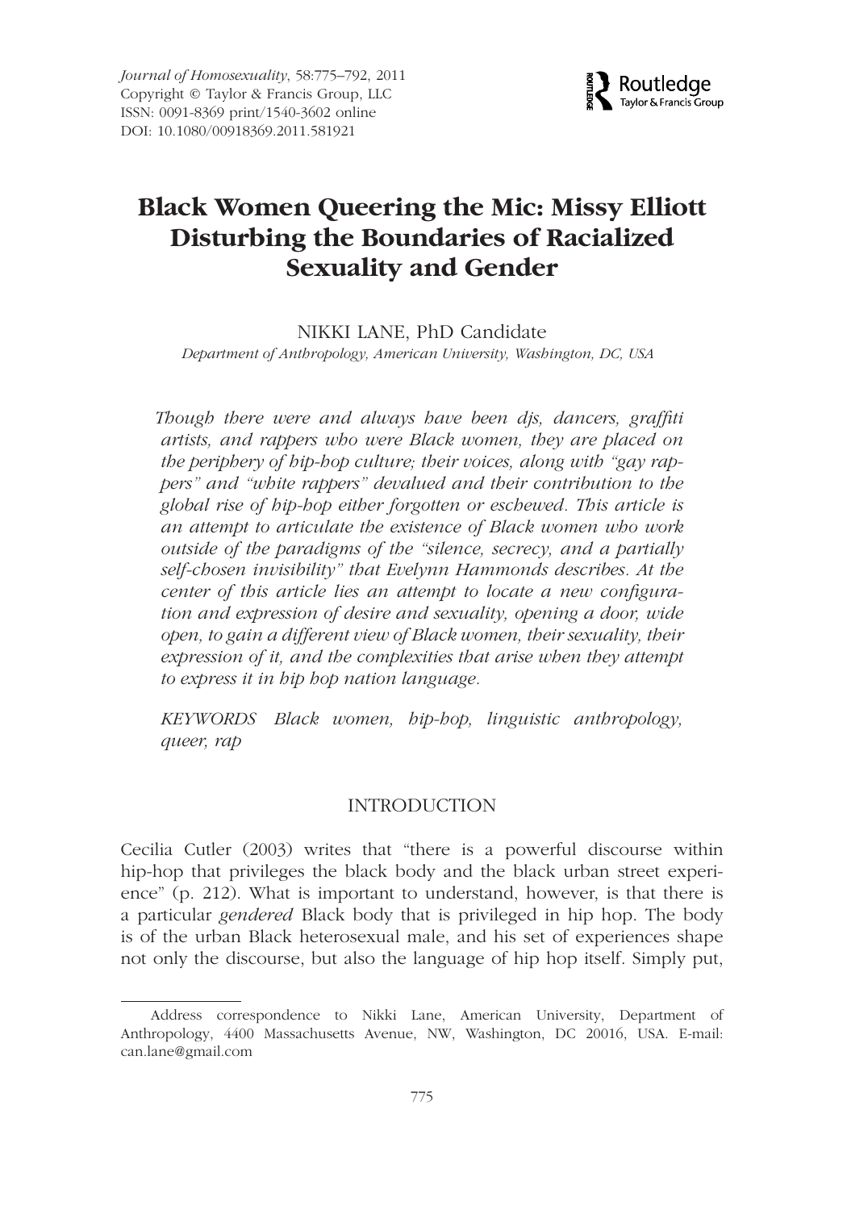Journal of Homosexuality, 58:775–792, 2011
Copyright © Taylor & Francis Group, LLC
ISSN: 0091-8369 print/1540-3602 online
DOI: 10.1080/00918369.2011.581921

# Black Women Queering the Mic: Missy Elliott Disturbing the Boundaries of Racialized Sexuality and Gender

NIKKI LANE, PhD Candidate

*Department of Anthropology, American University, Washington, DC, USA*

*Though there were and always have been djs, dancers, graffiti artists, and rappers who were Black women, they are placed on the periphery of hip-hop culture; their voices, along with "gay rappers" and "white rappers" devalued and their contribution to the global rise of hip-hop either forgotten or eschewed. This article is an attempt to articulate the existence of Black women who work outside of the paradigms of the "silence, secrecy, and a partially self-chosen invisibility" that Evelynn Hammonds describes. At the center of this article lies an attempt to locate a new configuration and expression of desire and sexuality, opening a door, wide open, to gain a different view of Black women, their sexuality, their expression of it, and the complexities that arise when they attempt to express it in hip hop nation language.*

*KEYWORDS* Black women, hip-hop, linguistic anthropology, queer, rap

## INTRODUCTION

Cecilia Cutler (2003) writes that "there is a powerful discourse within hip-hop that privileges the black body and the black urban street experience" (p. 212). What is important to understand, however, is that there is a particular *gendered* Black body that is privileged in hip hop. The body is of the urban Black heterosexual male, and his set of experiences shape not only the discourse, but also the language of hip hop itself. Simply put,

Address correspondence to Nikki Lane, American University, Department of Anthropology, 4400 Massachusetts Avenue, NW, Washington, DC 20016, USA. E-mail: can.lane@gmail.com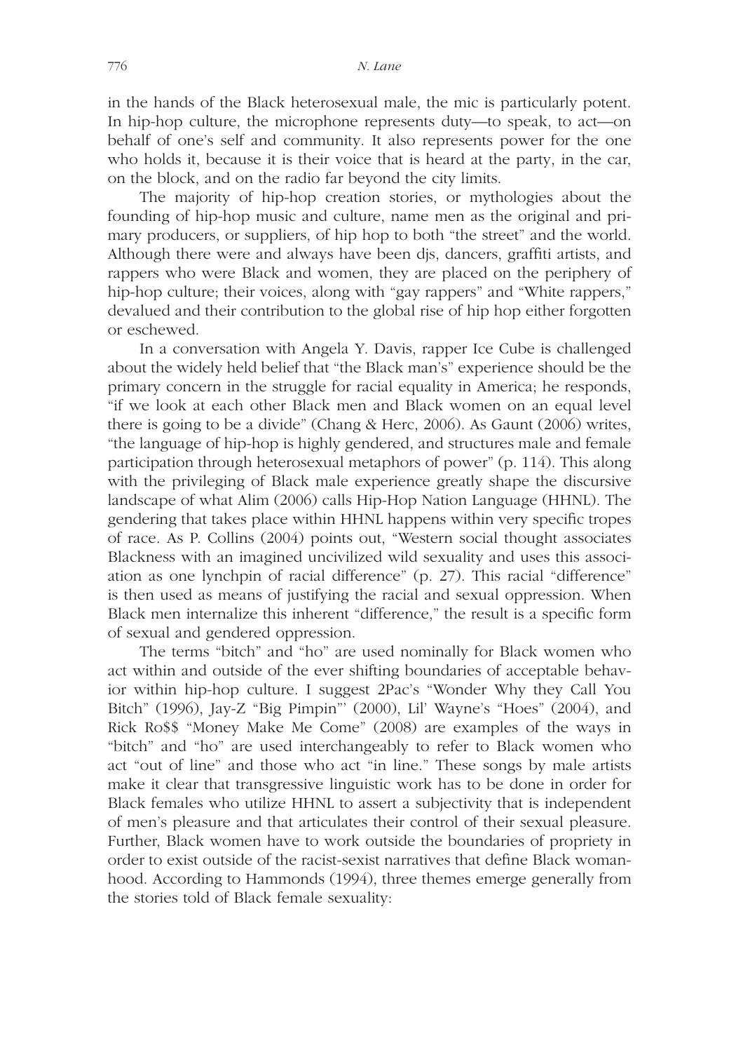in the hands of the Black heterosexual male, the mic is particularly potent. In hip-hop culture, the microphone represents duty—to speak, to act—on behalf of one's self and community. It also represents power for the one who holds it, because it is their voice that is heard at the party, in the car, on the block, and on the radio far beyond the city limits.

The majority of hip-hop creation stories, or mythologies about the founding of hip-hop music and culture, name men as the original and primary producers, or suppliers, of hip hop to both "the street" and the world. Although there were and always have been djs, dancers, graffiti artists, and rappers who were Black and women, they are placed on the periphery of hip-hop culture; their voices, along with "gay rappers" and "White rappers," devalued and their contribution to the global rise of hip hop either forgotten or eschewed.

In a conversation with Angela Y. Davis, rapper Ice Cube is challenged about the widely held belief that "the Black man's" experience should be the primary concern in the struggle for racial equality in America; he responds, "if we look at each other Black men and Black women on an equal level there is going to be a divide" (Chang & Herc, 2006). As Gaunt (2006) writes, "the language of hip-hop is highly gendered, and structures male and female participation through heterosexual metaphors of power" (p. 114). This along with the privileging of Black male experience greatly shape the discursive landscape of what Alim (2006) calls Hip-Hop Nation Language (HHNL). The gendering that takes place within HHNL happens within very specific tropes of race. As P. Collins (2004) points out, "Western social thought associates Blackness with an imagined uncivilized wild sexuality and uses this association as one lynchpin of racial difference" (p. 27). This racial "difference" is then used as means of justifying the racial and sexual oppression. When Black men internalize this inherent "difference," the result is a specific form of sexual and gendered oppression.

The terms "bitch" and "ho" are used nominally for Black women who act within and outside of the ever shifting boundaries of acceptable behavior within hip-hop culture. I suggest 2Pac's "Wonder Why they Call You Bitch" (1996), Jay-Z "Big Pimpin"' (2000), Lil' Wayne's "Hoes" (2004), and Rick Ro$$ "Money Make Me Come" (2008) are examples of the ways in "bitch" and "ho" are used interchangeably to refer to Black women who act "out of line" and those who act "in line." These songs by male artists make it clear that transgressive linguistic work has to be done in order for Black females who utilize HHNL to assert a subjectivity that is independent of men's pleasure and that articulates their control of their sexual pleasure. Further, Black women have to work outside the boundaries of propriety in order to exist outside of the racist-sexist narratives that define Black womanhood. According to Hammonds (1994), three themes emerge generally from the stories told of Black female sexuality: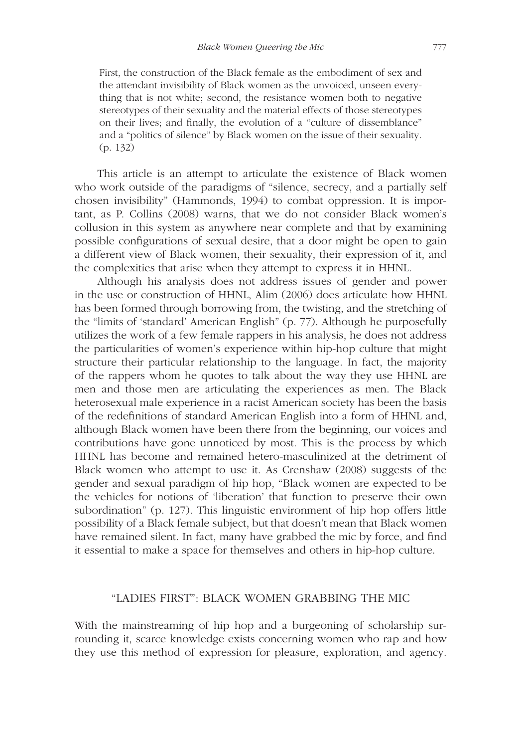> First, the construction of the Black female as the embodiment of sex and the attendant invisibility of Black women as the unvoiced, unseen everything that is not white; second, the resistance women both to negative stereotypes of their sexuality and the material effects of those stereotypes on their lives; and finally, the evolution of a "culture of dissemblance" and a "politics of silence" by Black women on the issue of their sexuality. (p. 132)

This article is an attempt to articulate the existence of Black women who work outside of the paradigms of "silence, secrecy, and a partially self chosen invisibility" (Hammonds, 1994) to combat oppression. It is important, as P. Collins (2008) warns, that we do not consider Black women's collusion in this system as anywhere near complete and that by examining possible configurations of sexual desire, that a door might be open to gain a different view of Black women, their sexuality, their expression of it, and the complexities that arise when they attempt to express it in HHNL.

Although his analysis does not address issues of gender and power in the use or construction of HHNL, Alim (2006) does articulate how HHNL has been formed through borrowing from, the twisting, and the stretching of the "limits of 'standard' American English" (p. 77). Although he purposefully utilizes the work of a few female rappers in his analysis, he does not address the particularities of women's experience within hip-hop culture that might structure their particular relationship to the language. In fact, the majority of the rappers whom he quotes to talk about the way they use HHNL are men and those men are articulating the experiences as men. The Black heterosexual male experience in a racist American society has been the basis of the redefinitions of standard American English into a form of HHNL and, although Black women have been there from the beginning, our voices and contributions have gone unnoticed by most. This is the process by which HHNL has become and remained hetero-masculinized at the detriment of Black women who attempt to use it. As Crenshaw (2008) suggests of the gender and sexual paradigm of hip hop, "Black women are expected to be the vehicles for notions of 'liberation' that function to preserve their own subordination" (p. 127). This linguistic environment of hip hop offers little possibility of a Black female subject, but that doesn't mean that Black women have remained silent. In fact, many have grabbed the mic by force, and find it essential to make a space for themselves and others in hip-hop culture.

## "LADIES FIRST": BLACK WOMEN GRABBING THE MIC

With the mainstreaming of hip hop and a burgeoning of scholarship surrounding it, scarce knowledge exists concerning women who rap and how they use this method of expression for pleasure, exploration, and agency.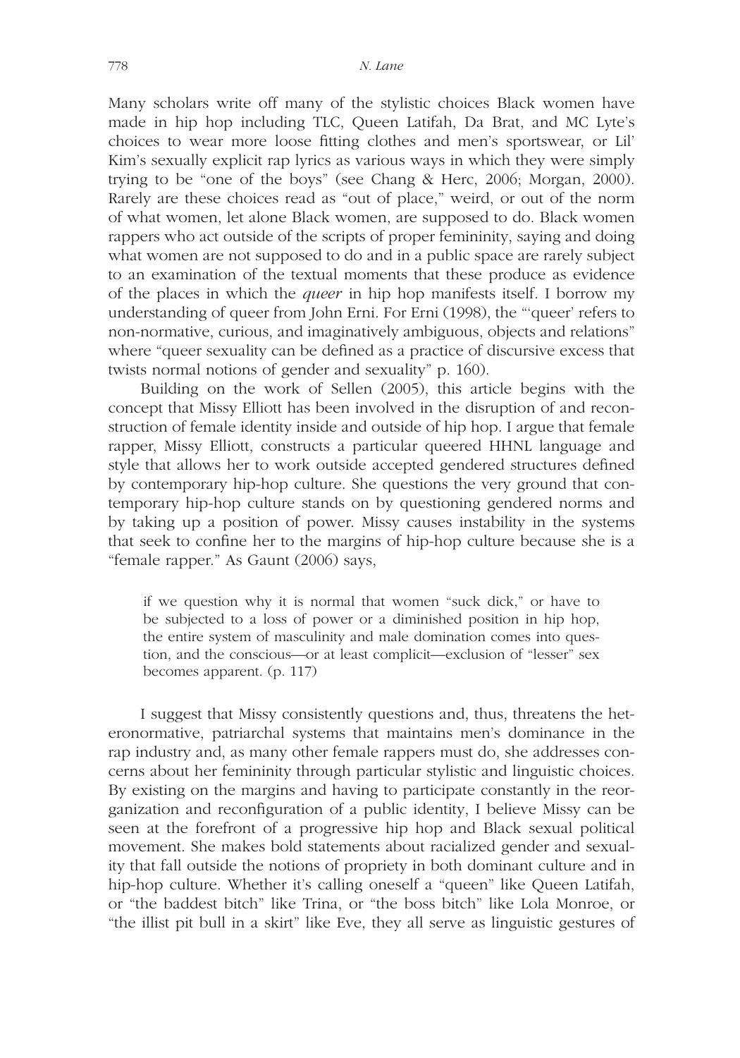Many scholars write off many of the stylistic choices Black women have made in hip hop including TLC, Queen Latifah, Da Brat, and MC Lyte's choices to wear more loose fitting clothes and men's sportswear, or Lil' Kim's sexually explicit rap lyrics as various ways in which they were simply trying to be "one of the boys" (see Chang & Herc, 2006; Morgan, 2000). Rarely are these choices read as "out of place," weird, or out of the norm of what women, let alone Black women, are supposed to do. Black women rappers who act outside of the scripts of proper femininity, saying and doing what women are not supposed to do and in a public space are rarely subject to an examination of the textual moments that these produce as evidence of the places in which the *queer* in hip hop manifests itself. I borrow my understanding of queer from John Erni. For Erni (1998), the "'queer' refers to non-normative, curious, and imaginatively ambiguous, objects and relations" where "queer sexuality can be defined as a practice of discursive excess that twists normal notions of gender and sexuality" p. 160).

Building on the work of Sellen (2005), this article begins with the concept that Missy Elliott has been involved in the disruption of and reconstruction of female identity inside and outside of hip hop. I argue that female rapper, Missy Elliott, constructs a particular queered HHNL language and style that allows her to work outside accepted gendered structures defined by contemporary hip-hop culture. She questions the very ground that contemporary hip-hop culture stands on by questioning gendered norms and by taking up a position of power. Missy causes instability in the systems that seek to confine her to the margins of hip-hop culture because she is a "female rapper." As Gaunt (2006) says,

> if we question why it is normal that women "suck dick," or have to be subjected to a loss of power or a diminished position in hip hop, the entire system of masculinity and male domination comes into question, and the conscious—or at least complicit—exclusion of "lesser" sex becomes apparent. (p. 117)

I suggest that Missy consistently questions and, thus, threatens the heteronormative, patriarchal systems that maintains men's dominance in the rap industry and, as many other female rappers must do, she addresses concerns about her femininity through particular stylistic and linguistic choices. By existing on the margins and having to participate constantly in the reorganization and reconfiguration of a public identity, I believe Missy can be seen at the forefront of a progressive hip hop and Black sexual political movement. She makes bold statements about racialized gender and sexuality that fall outside the notions of propriety in both dominant culture and in hip-hop culture. Whether it's calling oneself a "queen" like Queen Latifah, or "the baddest bitch" like Trina, or "the boss bitch" like Lola Monroe, or "the illist pit bull in a skirt" like Eve, they all serve as linguistic gestures of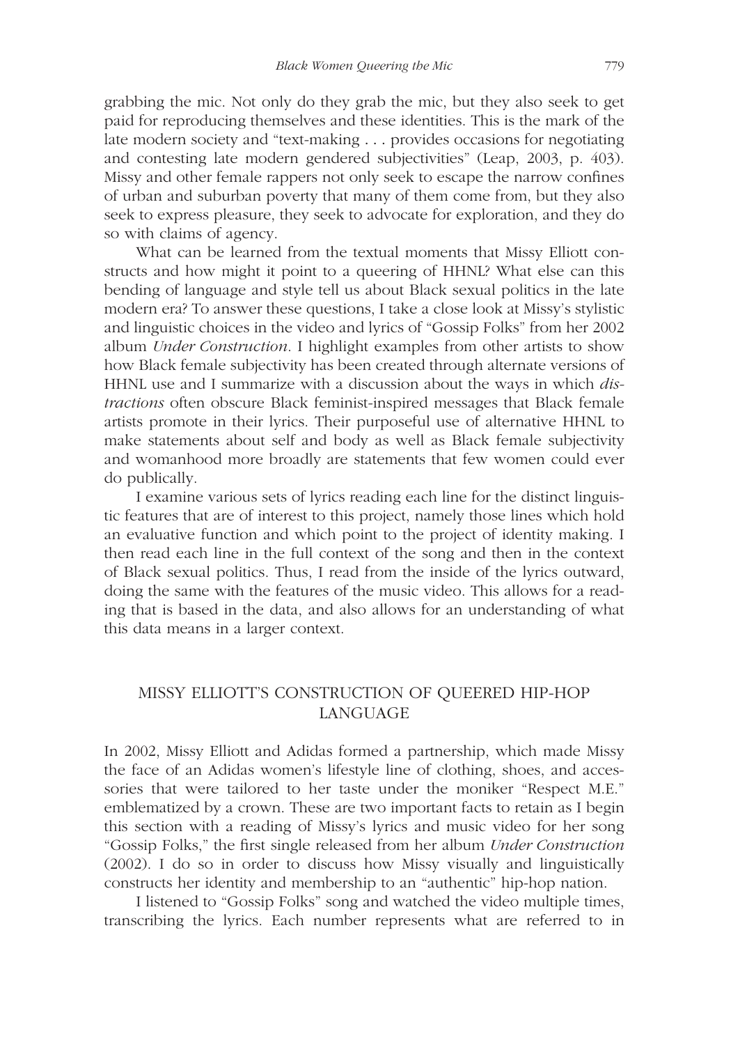grabbing the mic. Not only do they grab the mic, but they also seek to get paid for reproducing themselves and these identities. This is the mark of the late modern society and "text-making . . . provides occasions for negotiating and contesting late modern gendered subjectivities" (Leap, 2003, p. 403). Missy and other female rappers not only seek to escape the narrow confines of urban and suburban poverty that many of them come from, but they also seek to express pleasure, they seek to advocate for exploration, and they do so with claims of agency.

What can be learned from the textual moments that Missy Elliott constructs and how might it point to a queering of HHNL? What else can this bending of language and style tell us about Black sexual politics in the late modern era? To answer these questions, I take a close look at Missy's stylistic and linguistic choices in the video and lyrics of "Gossip Folks" from her 2002 album *Under Construction*. I highlight examples from other artists to show how Black female subjectivity has been created through alternate versions of HHNL use and I summarize with a discussion about the ways in which *distractions* often obscure Black feminist-inspired messages that Black female artists promote in their lyrics. Their purposeful use of alternative HHNL to make statements about self and body as well as Black female subjectivity and womanhood more broadly are statements that few women could ever do publically.

I examine various sets of lyrics reading each line for the distinct linguistic features that are of interest to this project, namely those lines which hold an evaluative function and which point to the project of identity making. I then read each line in the full context of the song and then in the context of Black sexual politics. Thus, I read from the inside of the lyrics outward, doing the same with the features of the music video. This allows for a reading that is based in the data, and also allows for an understanding of what this data means in a larger context.

## MISSY ELLIOTT'S CONSTRUCTION OF QUEERED HIP-HOP LANGUAGE

In 2002, Missy Elliott and Adidas formed a partnership, which made Missy the face of an Adidas women's lifestyle line of clothing, shoes, and accessories that were tailored to her taste under the moniker "Respect M.E." emblematized by a crown. These are two important facts to retain as I begin this section with a reading of Missy's lyrics and music video for her song "Gossip Folks," the first single released from her album *Under Construction* (2002). I do so in order to discuss how Missy visually and linguistically constructs her identity and membership to an "authentic" hip-hop nation.

I listened to "Gossip Folks" song and watched the video multiple times, transcribing the lyrics. Each number represents what are referred to in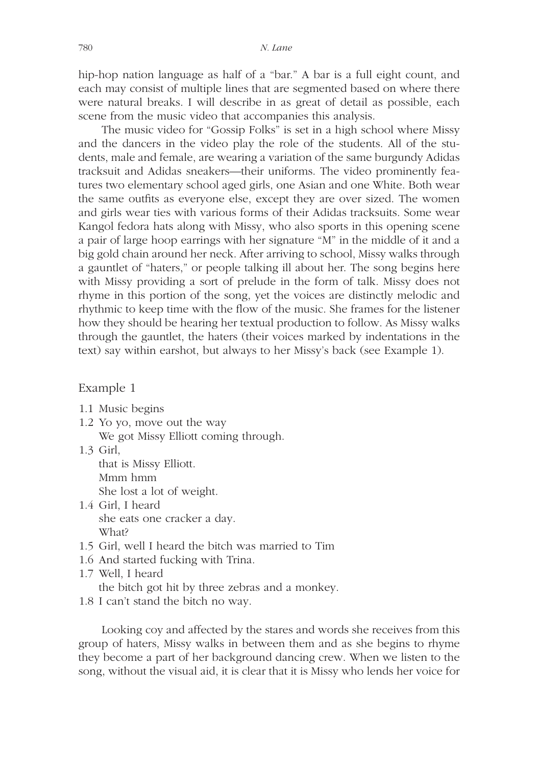hip-hop nation language as half of a "bar." A bar is a full eight count, and each may consist of multiple lines that are segmented based on where there were natural breaks. I will describe in as great of detail as possible, each scene from the music video that accompanies this analysis.

The music video for "Gossip Folks" is set in a high school where Missy and the dancers in the video play the role of the students. All of the students, male and female, are wearing a variation of the same burgundy Adidas tracksuit and Adidas sneakers—their uniforms. The video prominently features two elementary school aged girls, one Asian and one White. Both wear the same outfits as everyone else, except they are over sized. The women and girls wear ties with various forms of their Adidas tracksuits. Some wear Kangol fedora hats along with Missy, who also sports in this opening scene a pair of large hoop earrings with her signature "M" in the middle of it and a big gold chain around her neck. After arriving to school, Missy walks through a gauntlet of "haters," or people talking ill about her. The song begins here with Missy providing a sort of prelude in the form of talk. Missy does not rhyme in this portion of the song, yet the voices are distinctly melodic and rhythmic to keep time with the flow of the music. She frames for the listener how they should be hearing her textual production to follow. As Missy walks through the gauntlet, the haters (their voices marked by indentations in the text) say within earshot, but always to her Missy's back (see Example 1).

Example 1

1.1 Music begins
1.2 Yo yo, move out the way
    We got Missy Elliott coming through.
1.3 Girl,
    that is Missy Elliott.
    Mmm hmm
    She lost a lot of weight.
1.4 Girl, I heard
    she eats one cracker a day.
    What?
1.5 Girl, well I heard the bitch was married to Tim
1.6 And started fucking with Trina.
1.7 Well, I heard
    the bitch got hit by three zebras and a monkey.
1.8 I can't stand the bitch no way.

Looking coy and affected by the stares and words she receives from this group of haters, Missy walks in between them and as she begins to rhyme they become a part of her background dancing crew. When we listen to the song, without the visual aid, it is clear that it is Missy who lends her voice for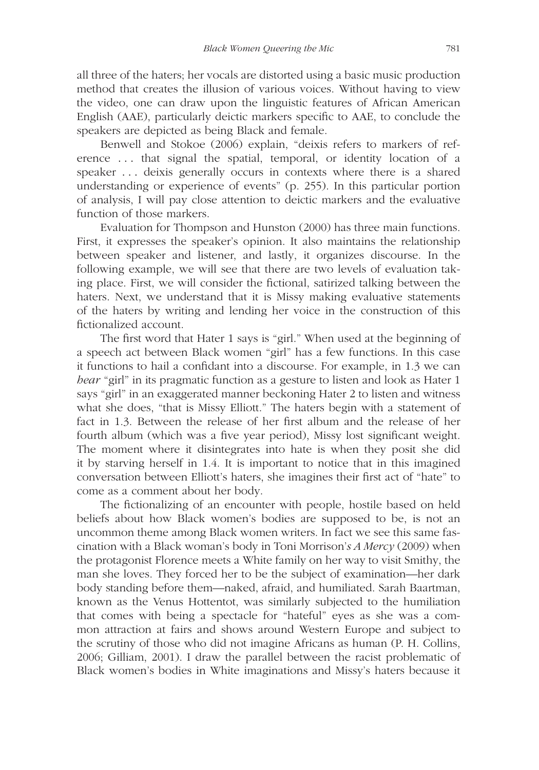all three of the haters; her vocals are distorted using a basic music production method that creates the illusion of various voices. Without having to view the video, one can draw upon the linguistic features of African American English (AAE), particularly deictic markers specific to AAE, to conclude the speakers are depicted as being Black and female.

Benwell and Stokoe (2006) explain, "deixis refers to markers of reference . . . that signal the spatial, temporal, or identity location of a speaker . . . deixis generally occurs in contexts where there is a shared understanding or experience of events" (p. 255). In this particular portion of analysis, I will pay close attention to deictic markers and the evaluative function of those markers.

Evaluation for Thompson and Hunston (2000) has three main functions. First, it expresses the speaker's opinion. It also maintains the relationship between speaker and listener, and lastly, it organizes discourse. In the following example, we will see that there are two levels of evaluation taking place. First, we will consider the fictional, satirized talking between the haters. Next, we understand that it is Missy making evaluative statements of the haters by writing and lending her voice in the construction of this fictionalized account.

The first word that Hater 1 says is "girl." When used at the beginning of a speech act between Black women "girl" has a few functions. In this case it functions to hail a confidant into a discourse. For example, in 1.3 we can *hear* "girl" in its pragmatic function as a gesture to listen and look as Hater 1 says "girl" in an exaggerated manner beckoning Hater 2 to listen and witness what she does, "that is Missy Elliott." The haters begin with a statement of fact in 1.3. Between the release of her first album and the release of her fourth album (which was a five year period), Missy lost significant weight. The moment where it disintegrates into hate is when they posit she did it by starving herself in 1.4. It is important to notice that in this imagined conversation between Elliott's haters, she imagines their first act of "hate" to come as a comment about her body.

The fictionalizing of an encounter with people, hostile based on held beliefs about how Black women's bodies are supposed to be, is not an uncommon theme among Black women writers. In fact we see this same fascination with a Black woman's body in Toni Morrison's *A Mercy* (2009) when the protagonist Florence meets a White family on her way to visit Smithy, the man she loves. They forced her to be the subject of examination—her dark body standing before them—naked, afraid, and humiliated. Sarah Baartman, known as the Venus Hottentot, was similarly subjected to the humiliation that comes with being a spectacle for "hateful" eyes as she was a common attraction at fairs and shows around Western Europe and subject to the scrutiny of those who did not imagine Africans as human (P. H. Collins, 2006; Gilliam, 2001). I draw the parallel between the racist problematic of Black women's bodies in White imaginations and Missy's haters because it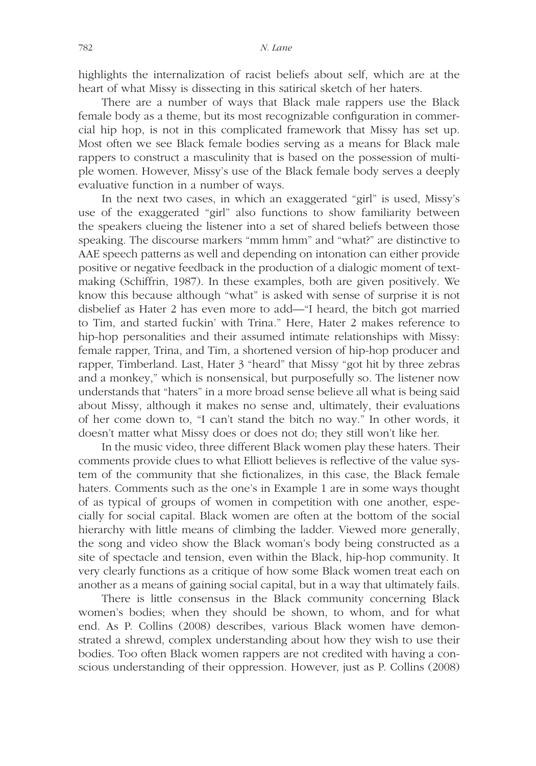highlights the internalization of racist beliefs about self, which are at the heart of what Missy is dissecting in this satirical sketch of her haters.

There are a number of ways that Black male rappers use the Black female body as a theme, but its most recognizable configuration in commercial hip hop, is not in this complicated framework that Missy has set up. Most often we see Black female bodies serving as a means for Black male rappers to construct a masculinity that is based on the possession of multiple women. However, Missy's use of the Black female body serves a deeply evaluative function in a number of ways.

In the next two cases, in which an exaggerated "girl" is used, Missy's use of the exaggerated "girl" also functions to show familiarity between the speakers clueing the listener into a set of shared beliefs between those speaking. The discourse markers "mmm hmm" and "what?" are distinctive to AAE speech patterns as well and depending on intonation can either provide positive or negative feedback in the production of a dialogic moment of text-making (Schiffrin, 1987). In these examples, both are given positively. We know this because although "what" is asked with sense of surprise it is not disbelief as Hater 2 has even more to add—"I heard, the bitch got married to Tim, and started fuckin' with Trina." Here, Hater 2 makes reference to hip-hop personalities and their assumed intimate relationships with Missy: female rapper, Trina, and Tim, a shortened version of hip-hop producer and rapper, Timberland. Last, Hater 3 "heard" that Missy "got hit by three zebras and a monkey," which is nonsensical, but purposefully so. The listener now understands that "haters" in a more broad sense believe all what is being said about Missy, although it makes no sense and, ultimately, their evaluations of her come down to, "I can't stand the bitch no way." In other words, it doesn't matter what Missy does or does not do; they still won't like her.

In the music video, three different Black women play these haters. Their comments provide clues to what Elliott believes is reflective of the value system of the community that she fictionalizes, in this case, the Black female haters. Comments such as the one's in Example 1 are in some ways thought of as typical of groups of women in competition with one another, especially for social capital. Black women are often at the bottom of the social hierarchy with little means of climbing the ladder. Viewed more generally, the song and video show the Black woman's body being constructed as a site of spectacle and tension, even within the Black, hip-hop community. It very clearly functions as a critique of how some Black women treat each on another as a means of gaining social capital, but in a way that ultimately fails.

There is little consensus in the Black community concerning Black women's bodies; when they should be shown, to whom, and for what end. As P. Collins (2008) describes, various Black women have demonstrated a shrewd, complex understanding about how they wish to use their bodies. Too often Black women rappers are not credited with having a conscious understanding of their oppression. However, just as P. Collins (2008)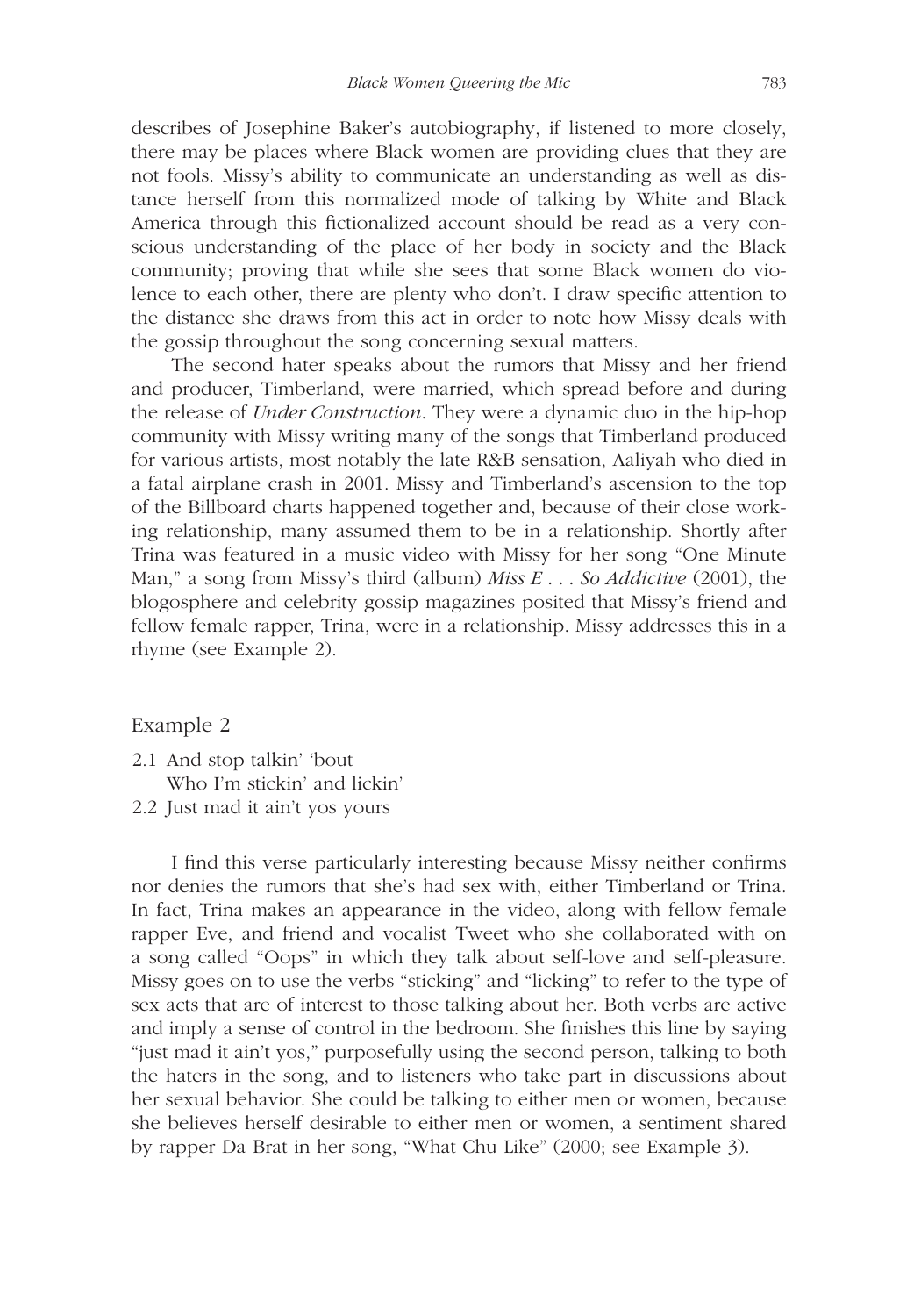describes of Josephine Baker's autobiography, if listened to more closely, there may be places where Black women are providing clues that they are not fools. Missy's ability to communicate an understanding as well as distance herself from this normalized mode of talking by White and Black America through this fictionalized account should be read as a very conscious understanding of the place of her body in society and the Black community; proving that while she sees that some Black women do violence to each other, there are plenty who don't. I draw specific attention to the distance she draws from this act in order to note how Missy deals with the gossip throughout the song concerning sexual matters.

The second hater speaks about the rumors that Missy and her friend and producer, Timberland, were married, which spread before and during the release of *Under Construction*. They were a dynamic duo in the hip-hop community with Missy writing many of the songs that Timberland produced for various artists, most notably the late R&B sensation, Aaliyah who died in a fatal airplane crash in 2001. Missy and Timberland's ascension to the top of the Billboard charts happened together and, because of their close working relationship, many assumed them to be in a relationship. Shortly after Trina was featured in a music video with Missy for her song "One Minute Man," a song from Missy's third (album) *Miss E . . . So Addictive* (2001), the blogosphere and celebrity gossip magazines posited that Missy's friend and fellow female rapper, Trina, were in a relationship. Missy addresses this in a rhyme (see Example 2).

Example 2

2.1 And stop talkin' 'bout
Who I'm stickin' and lickin'
2.2 Just mad it ain't yos yours

I find this verse particularly interesting because Missy neither confirms nor denies the rumors that she's had sex with, either Timberland or Trina. In fact, Trina makes an appearance in the video, along with fellow female rapper Eve, and friend and vocalist Tweet who she collaborated with on a song called "Oops" in which they talk about self-love and self-pleasure. Missy goes on to use the verbs "sticking" and "licking" to refer to the type of sex acts that are of interest to those talking about her. Both verbs are active and imply a sense of control in the bedroom. She finishes this line by saying "just mad it ain't yos," purposefully using the second person, talking to both the haters in the song, and to listeners who take part in discussions about her sexual behavior. She could be talking to either men or women, because she believes herself desirable to either men or women, a sentiment shared by rapper Da Brat in her song, "What Chu Like" (2000; see Example 3).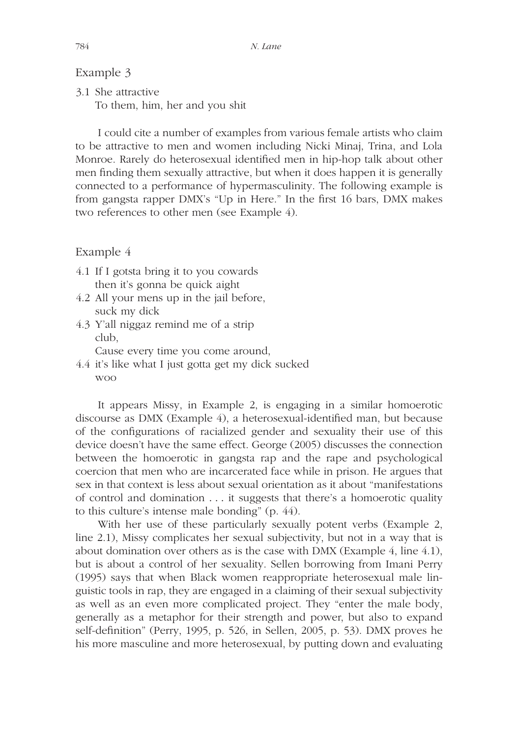Example 3

3.1 She attractive
  To them, him, her and you shit

I could cite a number of examples from various female artists who claim to be attractive to men and women including Nicki Minaj, Trina, and Lola Monroe. Rarely do heterosexual identified men in hip-hop talk about other men finding them sexually attractive, but when it does happen it is generally connected to a performance of hypermasculinity. The following example is from gangsta rapper DMX's "Up in Here." In the first 16 bars, DMX makes two references to other men (see Example 4).

Example 4

4.1 If I gotsta bring it to you cowards
  then it's gonna be quick aight
4.2 All your mens up in the jail before,
  suck my dick
4.3 Y'all niggaz remind me of a strip
  club,
  Cause every time you come around,
4.4 it's like what I just gotta get my dick sucked
  woo

It appears Missy, in Example 2, is engaging in a similar homoerotic discourse as DMX (Example 4), a heterosexual-identified man, but because of the configurations of racialized gender and sexuality their use of this device doesn't have the same effect. George (2005) discusses the connection between the homoerotic in gangsta rap and the rape and psychological coercion that men who are incarcerated face while in prison. He argues that sex in that context is less about sexual orientation as it about "manifestations of control and domination . . . it suggests that there's a homoerotic quality to this culture's intense male bonding" (p. 44).

With her use of these particularly sexually potent verbs (Example 2, line 2.1), Missy complicates her sexual subjectivity, but not in a way that is about domination over others as is the case with DMX (Example 4, line 4.1), but is about a control of her sexuality. Sellen borrowing from Imani Perry (1995) says that when Black women reappropriate heterosexual male linguistic tools in rap, they are engaged in a claiming of their sexual subjectivity as well as an even more complicated project. They "enter the male body, generally as a metaphor for their strength and power, but also to expand self-definition" (Perry, 1995, p. 526, in Sellen, 2005, p. 53). DMX proves he his more masculine and more heterosexual, by putting down and evaluating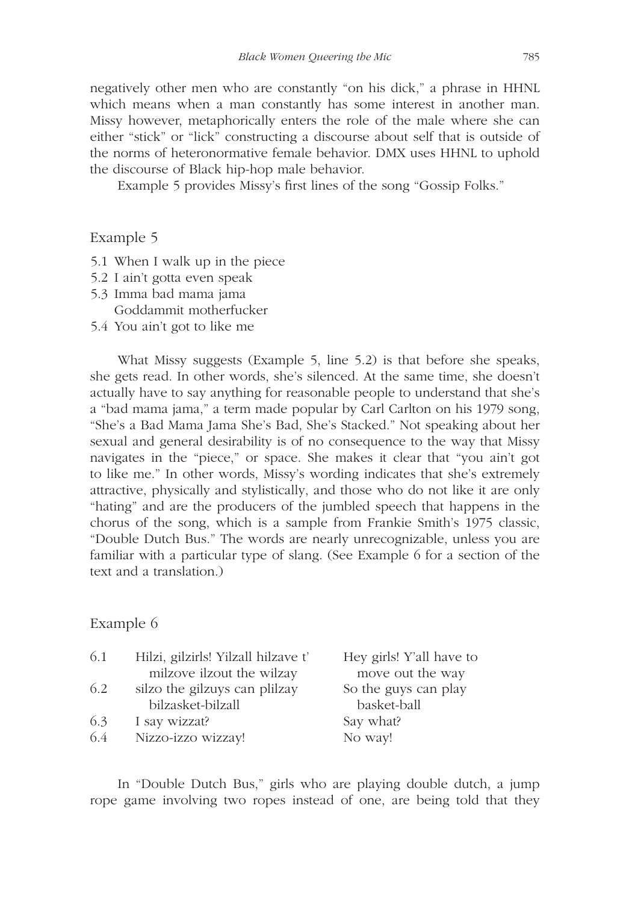negatively other men who are constantly "on his dick," a phrase in HHNL which means when a man constantly has some interest in another man. Missy however, metaphorically enters the role of the male where she can either "stick" or "lick" constructing a discourse about self that is outside of the norms of heteronormative female behavior. DMX uses HHNL to uphold the discourse of Black hip-hop male behavior.

Example 5 provides Missy's first lines of the song "Gossip Folks."

## Example 5

5.1 When I walk up in the piece
5.2 I ain't gotta even speak
5.3 Imma bad mama jama
Goddammit motherfucker
5.4 You ain't got to like me

What Missy suggests (Example 5, line 5.2) is that before she speaks, she gets read. In other words, she's silenced. At the same time, she doesn't actually have to say anything for reasonable people to understand that she's a "bad mama jama," a term made popular by Carl Carlton on his 1979 song, "She's a Bad Mama Jama She's Bad, She's Stacked." Not speaking about her sexual and general desirability is of no consequence to the way that Missy navigates in the "piece," or space. She makes it clear that "you ain't got to like me." In other words, Missy's wording indicates that she's extremely attractive, physically and stylistically, and those who do not like it are only "hating" and are the producers of the jumbled speech that happens in the chorus of the song, which is a sample from Frankie Smith's 1975 classic, "Double Dutch Bus." The words are nearly unrecognizable, unless you are familiar with a particular type of slang. (See Example 6 for a section of the text and a translation.)

## Example 6

| | | |
|---|---|---|
| 6.1 | Hilzi, gilzirls! Yilzall hilzave t' milzove ilzout the wilzay | Hey girls! Y'all have to move out the way |
| 6.2 | silzo the gilzuys can plilzay bilzasket-bilzall | So the guys can play basket-ball |
| 6.3 | I say wizzat? | Say what? |
| 6.4 | Nizzo-izzo wizzay! | No way! |

In "Double Dutch Bus," girls who are playing double dutch, a jump rope game involving two ropes instead of one, are being told that they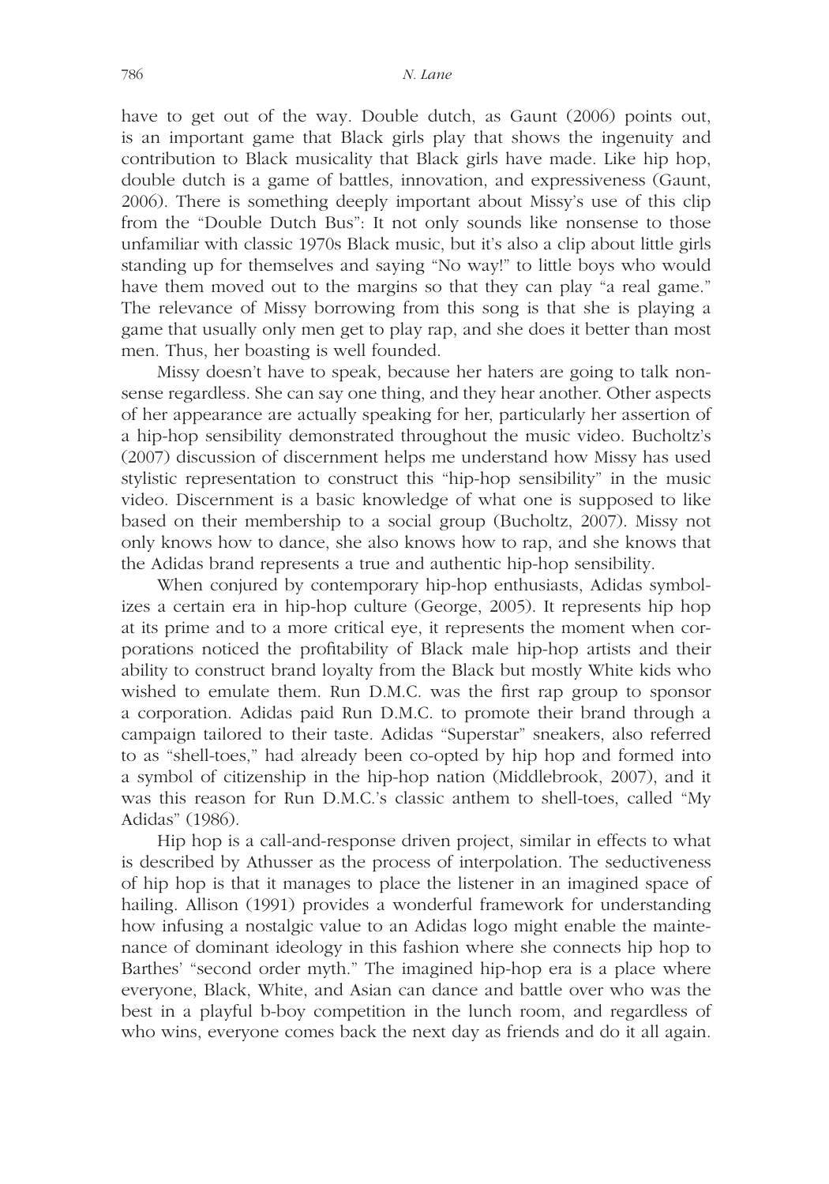have to get out of the way. Double dutch, as Gaunt (2006) points out, is an important game that Black girls play that shows the ingenuity and contribution to Black musicality that Black girls have made. Like hip hop, double dutch is a game of battles, innovation, and expressiveness (Gaunt, 2006). There is something deeply important about Missy's use of this clip from the "Double Dutch Bus": It not only sounds like nonsense to those unfamiliar with classic 1970s Black music, but it's also a clip about little girls standing up for themselves and saying "No way!" to little boys who would have them moved out to the margins so that they can play "a real game." The relevance of Missy borrowing from this song is that she is playing a game that usually only men get to play rap, and she does it better than most men. Thus, her boasting is well founded.

Missy doesn't have to speak, because her haters are going to talk nonsense regardless. She can say one thing, and they hear another. Other aspects of her appearance are actually speaking for her, particularly her assertion of a hip-hop sensibility demonstrated throughout the music video. Bucholtz's (2007) discussion of discernment helps me understand how Missy has used stylistic representation to construct this "hip-hop sensibility" in the music video. Discernment is a basic knowledge of what one is supposed to like based on their membership to a social group (Bucholtz, 2007). Missy not only knows how to dance, she also knows how to rap, and she knows that the Adidas brand represents a true and authentic hip-hop sensibility.

When conjured by contemporary hip-hop enthusiasts, Adidas symbolizes a certain era in hip-hop culture (George, 2005). It represents hip hop at its prime and to a more critical eye, it represents the moment when corporations noticed the profitability of Black male hip-hop artists and their ability to construct brand loyalty from the Black but mostly White kids who wished to emulate them. Run D.M.C. was the first rap group to sponsor a corporation. Adidas paid Run D.M.C. to promote their brand through a campaign tailored to their taste. Adidas "Superstar" sneakers, also referred to as "shell-toes," had already been co-opted by hip hop and formed into a symbol of citizenship in the hip-hop nation (Middlebrook, 2007), and it was this reason for Run D.M.C.'s classic anthem to shell-toes, called "My Adidas" (1986).

Hip hop is a call-and-response driven project, similar in effects to what is described by Athusser as the process of interpolation. The seductiveness of hip hop is that it manages to place the listener in an imagined space of hailing. Allison (1991) provides a wonderful framework for understanding how infusing a nostalgic value to an Adidas logo might enable the maintenance of dominant ideology in this fashion where she connects hip hop to Barthes' "second order myth." The imagined hip-hop era is a place where everyone, Black, White, and Asian can dance and battle over who was the best in a playful b-boy competition in the lunch room, and regardless of who wins, everyone comes back the next day as friends and do it all again.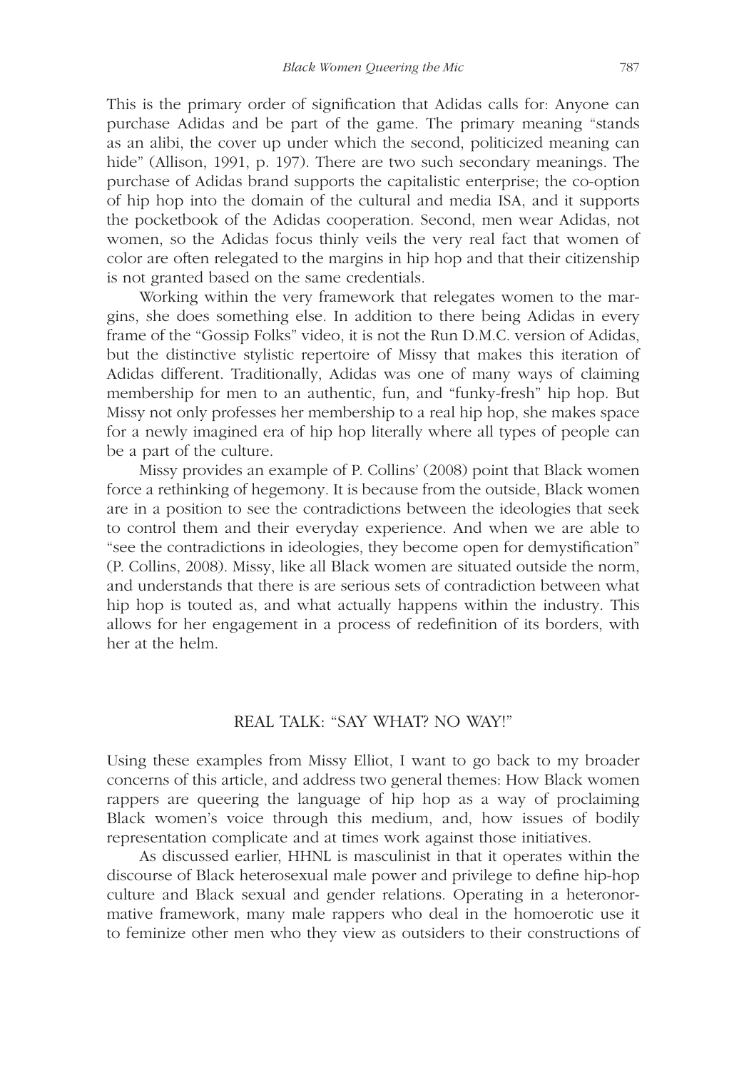This is the primary order of signification that Adidas calls for: Anyone can purchase Adidas and be part of the game. The primary meaning "stands as an alibi, the cover up under which the second, politicized meaning can hide" (Allison, 1991, p. 197). There are two such secondary meanings. The purchase of Adidas brand supports the capitalistic enterprise; the co-option of hip hop into the domain of the cultural and media ISA, and it supports the pocketbook of the Adidas cooperation. Second, men wear Adidas, not women, so the Adidas focus thinly veils the very real fact that women of color are often relegated to the margins in hip hop and that their citizenship is not granted based on the same credentials.

Working within the very framework that relegates women to the margins, she does something else. In addition to there being Adidas in every frame of the "Gossip Folks" video, it is not the Run D.M.C. version of Adidas, but the distinctive stylistic repertoire of Missy that makes this iteration of Adidas different. Traditionally, Adidas was one of many ways of claiming membership for men to an authentic, fun, and "funky-fresh" hip hop. But Missy not only professes her membership to a real hip hop, she makes space for a newly imagined era of hip hop literally where all types of people can be a part of the culture.

Missy provides an example of P. Collins' (2008) point that Black women force a rethinking of hegemony. It is because from the outside, Black women are in a position to see the contradictions between the ideologies that seek to control them and their everyday experience. And when we are able to "see the contradictions in ideologies, they become open for demystification" (P. Collins, 2008). Missy, like all Black women are situated outside the norm, and understands that there is are serious sets of contradiction between what hip hop is touted as, and what actually happens within the industry. This allows for her engagement in a process of redefinition of its borders, with her at the helm.

## REAL TALK: "SAY WHAT? NO WAY!"

Using these examples from Missy Elliot, I want to go back to my broader concerns of this article, and address two general themes: How Black women rappers are queering the language of hip hop as a way of proclaiming Black women's voice through this medium, and, how issues of bodily representation complicate and at times work against those initiatives.

As discussed earlier, HHNL is masculinist in that it operates within the discourse of Black heterosexual male power and privilege to define hip-hop culture and Black sexual and gender relations. Operating in a heteronormative framework, many male rappers who deal in the homoerotic use it to feminize other men who they view as outsiders to their constructions of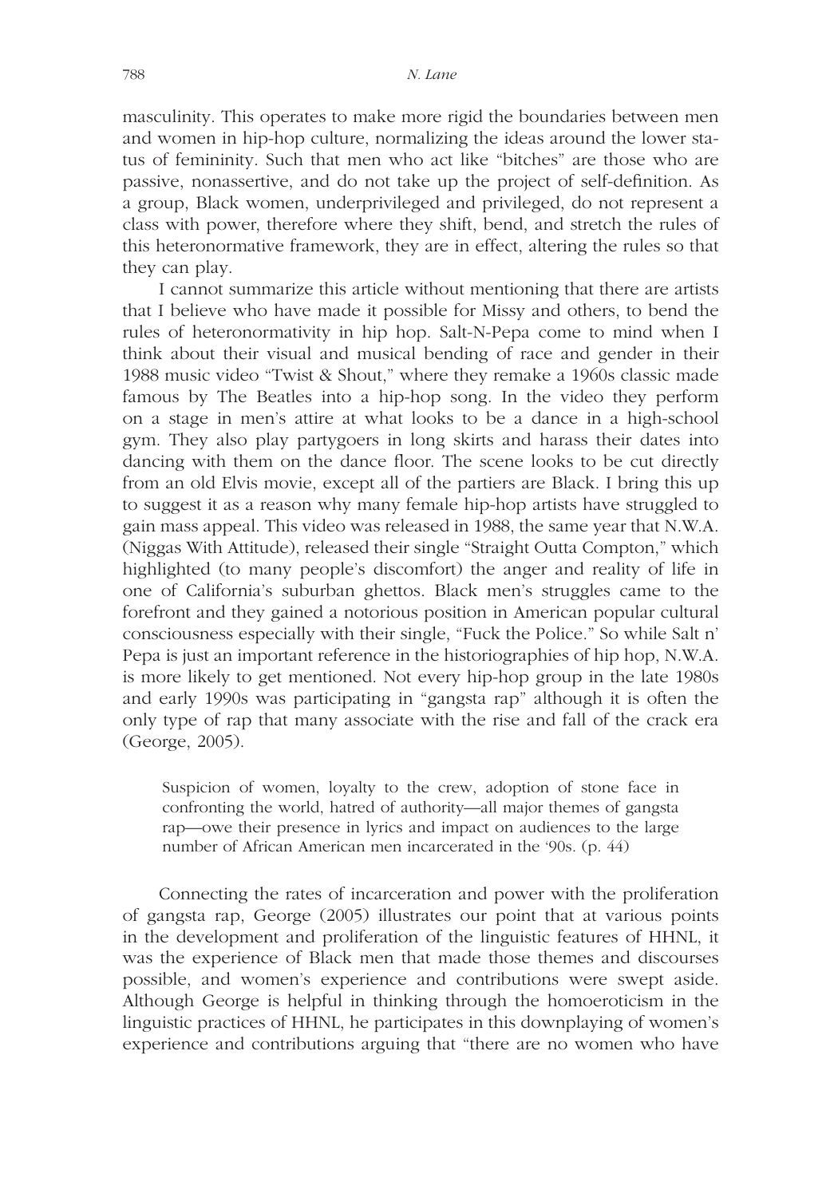masculinity. This operates to make more rigid the boundaries between men and women in hip-hop culture, normalizing the ideas around the lower status of femininity. Such that men who act like "bitches" are those who are passive, nonassertive, and do not take up the project of self-definition. As a group, Black women, underprivileged and privileged, do not represent a class with power, therefore where they shift, bend, and stretch the rules of this heteronormative framework, they are in effect, altering the rules so that they can play.

I cannot summarize this article without mentioning that there are artists that I believe who have made it possible for Missy and others, to bend the rules of heteronormativity in hip hop. Salt-N-Pepa come to mind when I think about their visual and musical bending of race and gender in their 1988 music video "Twist & Shout," where they remake a 1960s classic made famous by The Beatles into a hip-hop song. In the video they perform on a stage in men's attire at what looks to be a dance in a high-school gym. They also play partygoers in long skirts and harass their dates into dancing with them on the dance floor. The scene looks to be cut directly from an old Elvis movie, except all of the partiers are Black. I bring this up to suggest it as a reason why many female hip-hop artists have struggled to gain mass appeal. This video was released in 1988, the same year that N.W.A. (Niggas With Attitude), released their single "Straight Outta Compton," which highlighted (to many people's discomfort) the anger and reality of life in one of California's suburban ghettos. Black men's struggles came to the forefront and they gained a notorious position in American popular cultural consciousness especially with their single, "Fuck the Police." So while Salt n' Pepa is just an important reference in the historiographies of hip hop, N.W.A. is more likely to get mentioned. Not every hip-hop group in the late 1980s and early 1990s was participating in "gangsta rap" although it is often the only type of rap that many associate with the rise and fall of the crack era (George, 2005).

> Suspicion of women, loyalty to the crew, adoption of stone face in confronting the world, hatred of authority—all major themes of gangsta rap—owe their presence in lyrics and impact on audiences to the large number of African American men incarcerated in the '90s. (p. 44)

Connecting the rates of incarceration and power with the proliferation of gangsta rap, George (2005) illustrates our point that at various points in the development and proliferation of the linguistic features of HHNL, it was the experience of Black men that made those themes and discourses possible, and women's experience and contributions were swept aside. Although George is helpful in thinking through the homoeroticism in the linguistic practices of HHNL, he participates in this downplaying of women's experience and contributions arguing that "there are no women who have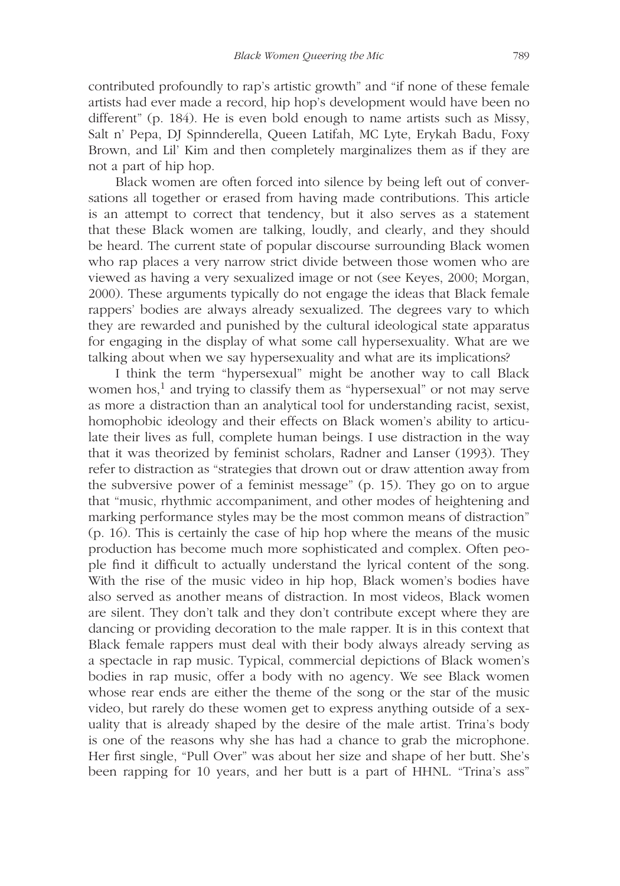contributed profoundly to rap's artistic growth" and "if none of these female artists had ever made a record, hip hop's development would have been no different" (p. 184). He is even bold enough to name artists such as Missy, Salt n' Pepa, DJ Spinnderella, Queen Latifah, MC Lyte, Erykah Badu, Foxy Brown, and Lil' Kim and then completely marginalizes them as if they are not a part of hip hop.

Black women are often forced into silence by being left out of conversations all together or erased from having made contributions. This article is an attempt to correct that tendency, but it also serves as a statement that these Black women are talking, loudly, and clearly, and they should be heard. The current state of popular discourse surrounding Black women who rap places a very narrow strict divide between those women who are viewed as having a very sexualized image or not (see Keyes, 2000; Morgan, 2000). These arguments typically do not engage the ideas that Black female rappers' bodies are always already sexualized. The degrees vary to which they are rewarded and punished by the cultural ideological state apparatus for engaging in the display of what some call hypersexuality. What are we talking about when we say hypersexuality and what are its implications?

I think the term "hypersexual" might be another way to call Black women hos,[1] and trying to classify them as "hypersexual" or not may serve as more a distraction than an analytical tool for understanding racist, sexist, homophobic ideology and their effects on Black women's ability to articulate their lives as full, complete human beings. I use distraction in the way that it was theorized by feminist scholars, Radner and Lanser (1993). They refer to distraction as "strategies that drown out or draw attention away from the subversive power of a feminist message" (p. 15). They go on to argue that "music, rhythmic accompaniment, and other modes of heightening and marking performance styles may be the most common means of distraction" (p. 16). This is certainly the case of hip hop where the means of the music production has become much more sophisticated and complex. Often people find it difficult to actually understand the lyrical content of the song. With the rise of the music video in hip hop, Black women's bodies have also served as another means of distraction. In most videos, Black women are silent. They don't talk and they don't contribute except where they are dancing or providing decoration to the male rapper. It is in this context that Black female rappers must deal with their body always already serving as a spectacle in rap music. Typical, commercial depictions of Black women's bodies in rap music, offer a body with no agency. We see Black women whose rear ends are either the theme of the song or the star of the music video, but rarely do these women get to express anything outside of a sexuality that is already shaped by the desire of the male artist. Trina's body is one of the reasons why she has had a chance to grab the microphone. Her first single, "Pull Over" was about her size and shape of her butt. She's been rapping for 10 years, and her butt is a part of HHNL. "Trina's ass"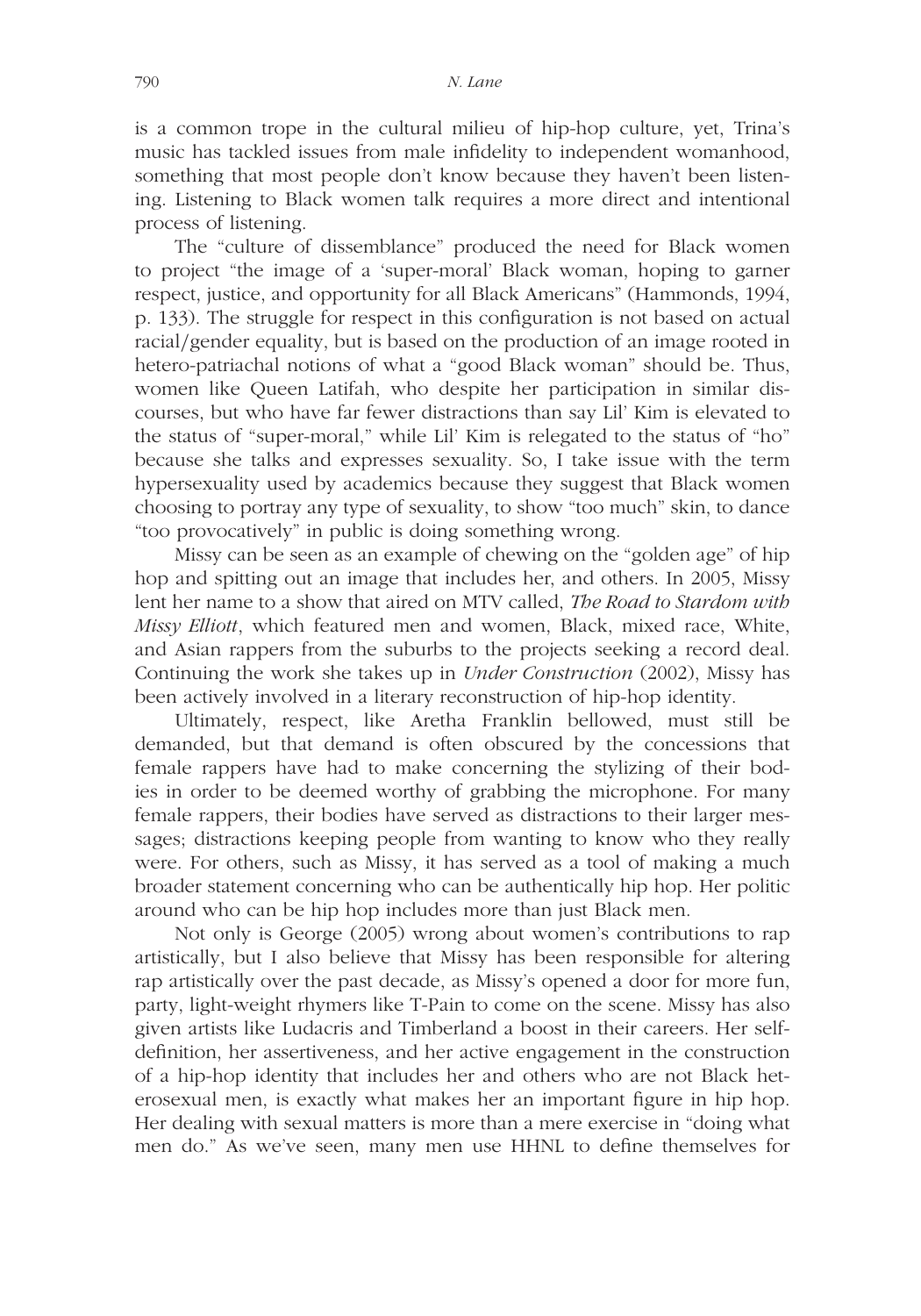is a common trope in the cultural milieu of hip-hop culture, yet, Trina's music has tackled issues from male infidelity to independent womanhood, something that most people don't know because they haven't been listening. Listening to Black women talk requires a more direct and intentional process of listening.

The "culture of dissemblance" produced the need for Black women to project "the image of a 'super-moral' Black woman, hoping to garner respect, justice, and opportunity for all Black Americans" (Hammonds, 1994, p. 133). The struggle for respect in this configuration is not based on actual racial/gender equality, but is based on the production of an image rooted in hetero-patriachal notions of what a "good Black woman" should be. Thus, women like Queen Latifah, who despite her participation in similar discourses, but who have far fewer distractions than say Lil' Kim is elevated to the status of "super-moral," while Lil' Kim is relegated to the status of "ho" because she talks and expresses sexuality. So, I take issue with the term hypersexuality used by academics because they suggest that Black women choosing to portray any type of sexuality, to show "too much" skin, to dance "too provocatively" in public is doing something wrong.

Missy can be seen as an example of chewing on the "golden age" of hip hop and spitting out an image that includes her, and others. In 2005, Missy lent her name to a show that aired on MTV called, *The Road to Stardom with Missy Elliott*, which featured men and women, Black, mixed race, White, and Asian rappers from the suburbs to the projects seeking a record deal. Continuing the work she takes up in *Under Construction* (2002), Missy has been actively involved in a literary reconstruction of hip-hop identity.

Ultimately, respect, like Aretha Franklin bellowed, must still be demanded, but that demand is often obscured by the concessions that female rappers have had to make concerning the stylizing of their bodies in order to be deemed worthy of grabbing the microphone. For many female rappers, their bodies have served as distractions to their larger messages; distractions keeping people from wanting to know who they really were. For others, such as Missy, it has served as a tool of making a much broader statement concerning who can be authentically hip hop. Her politic around who can be hip hop includes more than just Black men.

Not only is George (2005) wrong about women's contributions to rap artistically, but I also believe that Missy has been responsible for altering rap artistically over the past decade, as Missy's opened a door for more fun, party, light-weight rhymers like T-Pain to come on the scene. Missy has also given artists like Ludacris and Timberland a boost in their careers. Her self-definition, her assertiveness, and her active engagement in the construction of a hip-hop identity that includes her and others who are not Black heterosexual men, is exactly what makes her an important figure in hip hop. Her dealing with sexual matters is more than a mere exercise in "doing what men do." As we've seen, many men use HHNL to define themselves for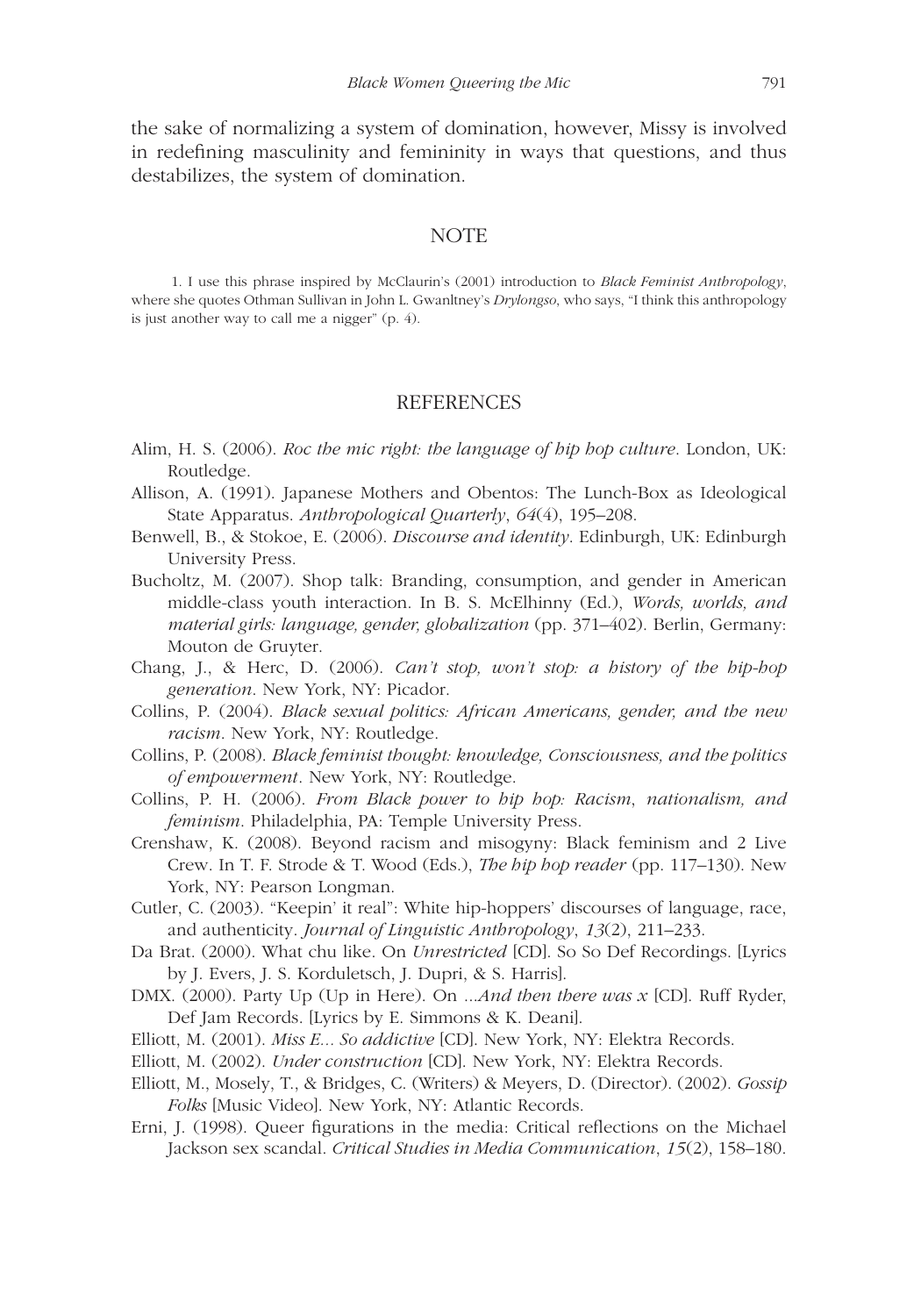the sake of normalizing a system of domination, however, Missy is involved in redefining masculinity and femininity in ways that questions, and thus destabilizes, the system of domination.

## NOTE

1. I use this phrase inspired by McClaurin's (2001) introduction to *Black Feminist Anthropology*, where she quotes Othman Sullivan in John L. Gwanltney's *Drylongso*, who says, "I think this anthropology is just another way to call me a nigger" (p. 4).

## REFERENCES

Alim, H. S. (2006). *Roc the mic right: the language of hip hop culture*. London, UK: Routledge.

Allison, A. (1991). Japanese Mothers and Obentos: The Lunch-Box as Ideological State Apparatus. *Anthropological Quarterly*, *64*(4), 195–208.

Benwell, B., & Stokoe, E. (2006). *Discourse and identity*. Edinburgh, UK: Edinburgh University Press.

Bucholtz, M. (2007). Shop talk: Branding, consumption, and gender in American middle-class youth interaction. In B. S. McElhinny (Ed.), *Words, worlds, and material girls: language, gender, globalization* (pp. 371–402). Berlin, Germany: Mouton de Gruyter.

Chang, J., & Herc, D. (2006). *Can't stop, won't stop: a history of the hip-hop generation*. New York, NY: Picador.

Collins, P. (2004). *Black sexual politics: African Americans, gender, and the new racism*. New York, NY: Routledge.

Collins, P. (2008). *Black feminist thought: knowledge, Consciousness, and the politics of empowerment*. New York, NY: Routledge.

Collins, P. H. (2006). *From Black power to hip hop: Racism, nationalism, and feminism*. Philadelphia, PA: Temple University Press.

Crenshaw, K. (2008). Beyond racism and misogyny: Black feminism and 2 Live Crew. In T. F. Strode & T. Wood (Eds.), *The hip hop reader* (pp. 117–130). New York, NY: Pearson Longman.

Cutler, C. (2003). "Keepin' it real": White hip-hoppers' discourses of language, race, and authenticity. *Journal of Linguistic Anthropology*, *13*(2), 211–233.

Da Brat. (2000). What chu like. On *Unrestricted* [CD]. So So Def Recordings. [Lyrics by J. Evers, J. S. Korduletsch, J. Dupri, & S. Harris].

DMX. (2000). Party Up (Up in Here). On *...And then there was x* [CD]. Ruff Ryder, Def Jam Records. [Lyrics by E. Simmons & K. Deani].

Elliott, M. (2001). *Miss E... So addictive* [CD]. New York, NY: Elektra Records.

Elliott, M. (2002). *Under construction* [CD]. New York, NY: Elektra Records.

Elliott, M., Mosely, T., & Bridges, C. (Writers) & Meyers, D. (Director). (2002). *Gossip Folks* [Music Video]. New York, NY: Atlantic Records.

Erni, J. (1998). Queer figurations in the media: Critical reflections on the Michael Jackson sex scandal. *Critical Studies in Media Communication*, *15*(2), 158–180.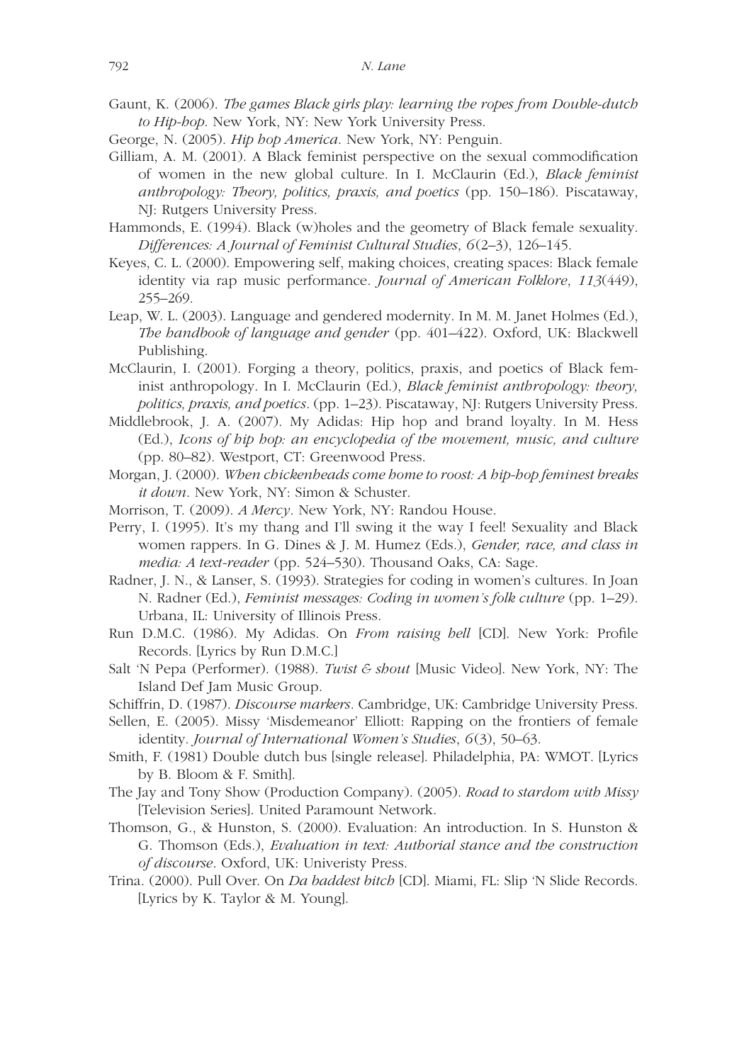Gaunt, K. (2006). *The games Black girls play: learning the ropes from Double-dutch to Hip-hop*. New York, NY: New York University Press.

George, N. (2005). *Hip hop America*. New York, NY: Penguin.

Gilliam, A. M. (2001). A Black feminist perspective on the sexual commodification of women in the new global culture. In I. McClaurin (Ed.), *Black feminist anthropology: Theory, politics, praxis, and poetics* (pp. 150–186). Piscataway, NJ: Rutgers University Press.

Hammonds, E. (1994). Black (w)holes and the geometry of Black female sexuality. *Differences: A Journal of Feminist Cultural Studies*, *6*(2–3), 126–145.

Keyes, C. L. (2000). Empowering self, making choices, creating spaces: Black female identity via rap music performance. *Journal of American Folklore*, *113*(449), 255–269.

Leap, W. L. (2003). Language and gendered modernity. In M. M. Janet Holmes (Ed.), *The handbook of language and gender* (pp. 401–422). Oxford, UK: Blackwell Publishing.

McClaurin, I. (2001). Forging a theory, politics, praxis, and poetics of Black feminist anthropology. In I. McClaurin (Ed.), *Black feminist anthropology: theory, politics, praxis, and poetics*. (pp. 1–23). Piscataway, NJ: Rutgers University Press.

Middlebrook, J. A. (2007). My Adidas: Hip hop and brand loyalty. In M. Hess (Ed.), *Icons of hip hop: an encyclopedia of the movement, music, and culture* (pp. 80–82). Westport, CT: Greenwood Press.

Morgan, J. (2000). *When chickenheads come home to roost: A hip-hop feminest breaks it down*. New York, NY: Simon & Schuster.

Morrison, T. (2009). *A Mercy*. New York, NY: Randou House.

Perry, I. (1995). It's my thang and I'll swing it the way I feel! Sexuality and Black women rappers. In G. Dines & J. M. Humez (Eds.), *Gender, race, and class in media: A text-reader* (pp. 524–530). Thousand Oaks, CA: Sage.

Radner, J. N., & Lanser, S. (1993). Strategies for coding in women's cultures. In Joan N. Radner (Ed.), *Feminist messages: Coding in women's folk culture* (pp. 1–29). Urbana, IL: University of Illinois Press.

Run D.M.C. (1986). My Adidas. On *From raising hell* [CD]. New York: Profile Records. [Lyrics by Run D.M.C.]

Salt 'N Pepa (Performer). (1988). *Twist & shout* [Music Video]. New York, NY: The Island Def Jam Music Group.

Schiffrin, D. (1987). *Discourse markers*. Cambridge, UK: Cambridge University Press.

Sellen, E. (2005). Missy 'Misdemeanor' Elliott: Rapping on the frontiers of female identity. *Journal of International Women's Studies*, *6*(3), 50–63.

Smith, F. (1981) Double dutch bus [single release]. Philadelphia, PA: WMOT. [Lyrics by B. Bloom & F. Smith].

The Jay and Tony Show (Production Company). (2005). *Road to stardom with Missy* [Television Series]. United Paramount Network.

Thomson, G., & Hunston, S. (2000). Evaluation: An introduction. In S. Hunston & G. Thomson (Eds.), *Evaluation in text: Authorial stance and the construction of discourse*. Oxford, UK: Univeristy Press.

Trina. (2000). Pull Over. On *Da baddest bitch* [CD]. Miami, FL: Slip 'N Slide Records. [Lyrics by K. Taylor & M. Young].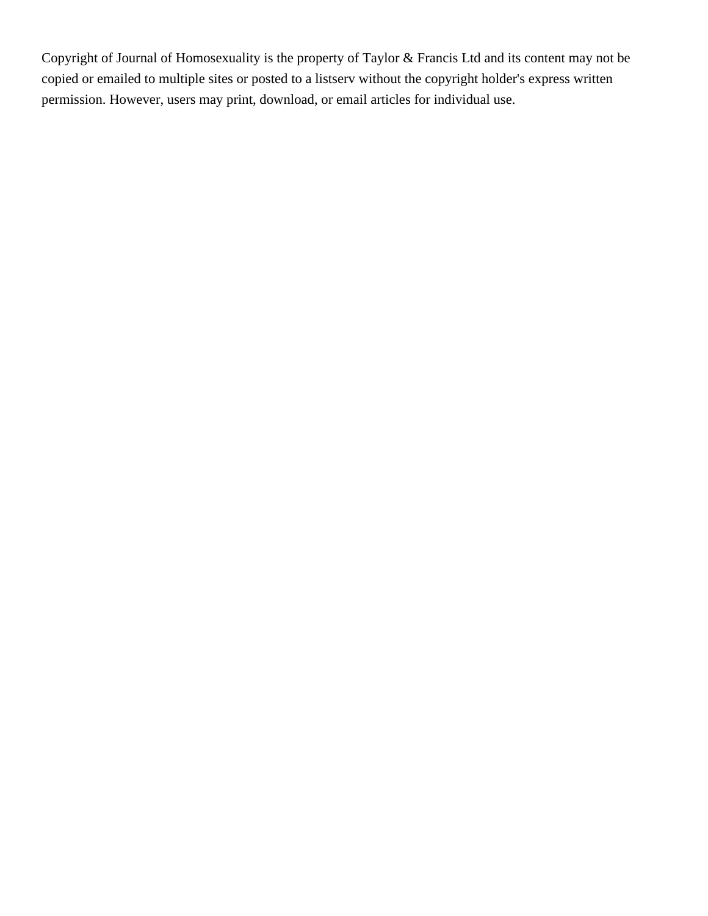Copyright of Journal of Homosexuality is the property of Taylor & Francis Ltd and its content may not be copied or emailed to multiple sites or posted to a listserv without the copyright holder's express written permission. However, users may print, download, or email articles for individual use.